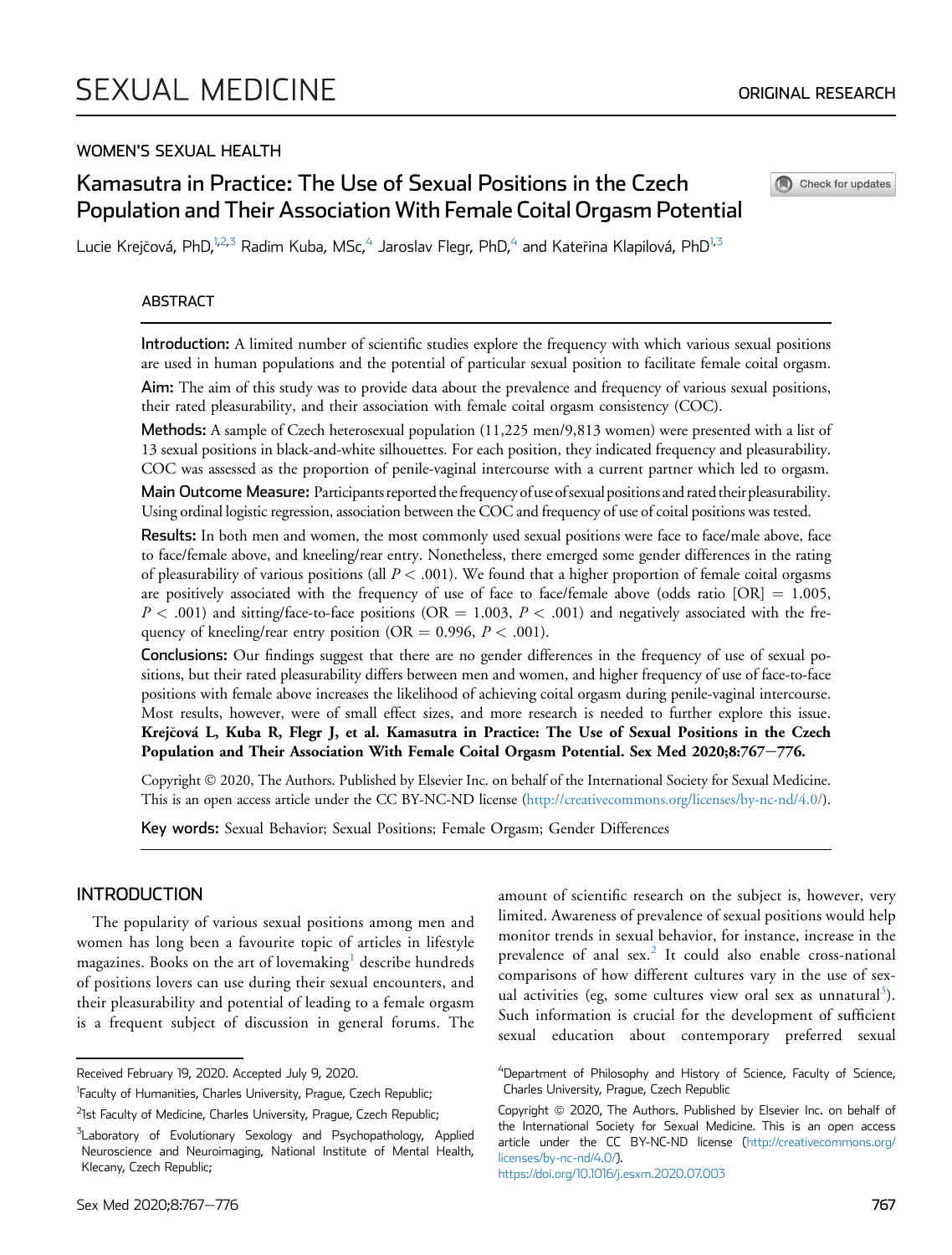SEXUAL MEDICINE

ORIGINAL RESEARCH

WOMEN'S SEXUAL HEALTH

# Kamasutra in Practice: The Use of Sexual Positions in the Czech Population and Their Association With Female Coital Orgasm Potential

Lucie Krejčová, PhD,[1,2,3] Radim Kuba, MSc,[4] Jaroslav Flegr, PhD,[4] and Kateřina Klapilová, PhD[1,3]

## ABSTRACT

**Introduction:** A limited number of scientific studies explore the frequency with which various sexual positions are used in human populations and the potential of particular sexual position to facilitate female coital orgasm.

**Aim:** The aim of this study was to provide data about the prevalence and frequency of various sexual positions, their rated pleasurability, and their association with female coital orgasm consistency (COC).

**Methods:** A sample of Czech heterosexual population (11,225 men/9,813 women) were presented with a list of 13 sexual positions in black-and-white silhouettes. For each position, they indicated frequency and pleasurability. COC was assessed as the proportion of penile-vaginal intercourse with a current partner which led to orgasm.

**Main Outcome Measure:** Participants reported the frequency of use of sexual positions and rated their pleasurability. Using ordinal logistic regression, association between the COC and frequency of use of coital positions was tested.

**Results:** In both men and women, the most commonly used sexual positions were face to face/male above, face to face/female above, and kneeling/rear entry. Nonetheless, there emerged some gender differences in the rating of pleasurability of various positions (all $P < .001$). We found that a higher proportion of female coital orgasms are positively associated with the frequency of use of face to face/female above (odds ratio [OR] = 1.005, $P < .001$) and sitting/face-to-face positions (OR = 1.003, $P < .001$) and negatively associated with the frequency of kneeling/rear entry position (OR = 0.996, $P < .001$).

**Conclusions:** Our findings suggest that there are no gender differences in the frequency of use of sexual positions, but their rated pleasurability differs between men and women, and higher frequency of use of face-to-face positions with female above increases the likelihood of achieving coital orgasm during penile-vaginal intercourse. Most results, however, were of small effect sizes, and more research is needed to further explore this issue. **Krejčová L, Kuba R, Flegr J, et al. Kamasutra in Practice: The Use of Sexual Positions in the Czech Population and Their Association With Female Coital Orgasm Potential. Sex Med 2020;8:767–776.**

Copyright © 2020, The Authors. Published by Elsevier Inc. on behalf of the International Society for Sexual Medicine. This is an open access article under the CC BY-NC-ND license (http://creativecommons.org/licenses/by-nc-nd/4.0/).

**Key words:** Sexual Behavior; Sexual Positions; Female Orgasm; Gender Differences

## INTRODUCTION

The popularity of various sexual positions among men and women has long been a favourite topic of articles in lifestyle magazines. Books on the art of lovemaking[1] describe hundreds of positions lovers can use during their sexual encounters, and their pleasurability and potential of leading to a female orgasm is a frequent subject of discussion in general forums. The amount of scientific research on the subject is, however, very limited. Awareness of prevalence of sexual positions would help monitor trends in sexual behavior, for instance, increase in the prevalence of anal sex.[2] It could also enable cross-national comparisons of how different cultures vary in the use of sexual activities (eg, some cultures view oral sex as unnatural[3]). Such information is crucial for the development of sufficient sexual education about contemporary preferred sexual

Received February 19, 2020. Accepted July 9, 2020.

[1]Faculty of Humanities, Charles University, Prague, Czech Republic;

[2]1st Faculty of Medicine, Charles University, Prague, Czech Republic;

[3]Laboratory of Evolutionary Sexology and Psychopathology, Applied Neuroscience and Neuroimaging, National Institute of Mental Health, Klecany, Czech Republic;

[4]Department of Philosophy and History of Science, Faculty of Science, Charles University, Prague, Czech Republic

Copyright © 2020, The Authors. Published by Elsevier Inc. on behalf of the International Society for Sexual Medicine. This is an open access article under the CC BY-NC-ND license (http://creativecommons.org/licenses/by-nc-nd/4.0/).

https://doi.org/10.1016/j.esxm.2020.07.003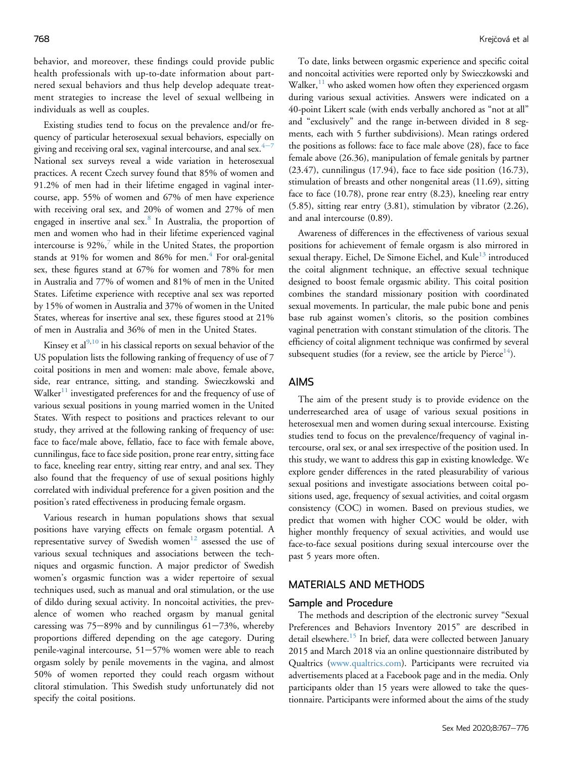behavior, and moreover, these findings could provide public health professionals with up-to-date information about partnered sexual behaviors and thus help develop adequate treatment strategies to increase the level of sexual wellbeing in individuals as well as couples.

Existing studies tend to focus on the prevalence and/or frequency of particular heterosexual sexual behaviors, especially on giving and receiving oral sex, vaginal intercourse, and anal sex.[4–7] National sex surveys reveal a wide variation in heterosexual practices. A recent Czech survey found that 85% of women and 91.2% of men had in their lifetime engaged in vaginal intercourse, app. 55% of women and 67% of men have experience with receiving oral sex, and 20% of women and 27% of men engaged in insertive anal sex.[8] In Australia, the proportion of men and women who had in their lifetime experienced vaginal intercourse is 92%,[7] while in the United States, the proportion stands at 91% for women and 86% for men.[4] For oral-genital sex, these figures stand at 67% for women and 78% for men in Australia and 77% of women and 81% of men in the United States. Lifetime experience with receptive anal sex was reported by 15% of women in Australia and 37% of women in the United States, whereas for insertive anal sex, these figures stood at 21% of men in Australia and 36% of men in the United States.

Kinsey et al[9,10] in his classical reports on sexual behavior of the US population lists the following ranking of frequency of use of 7 coital positions in men and women: male above, female above, side, rear entrance, sitting, and standing. Swieczkowski and Walker[11] investigated preferences for and the frequency of use of various sexual positions in young married women in the United States. With respect to positions and practices relevant to our study, they arrived at the following ranking of frequency of use: face to face/male above, fellatio, face to face with female above, cunnilingus, face to face side position, prone rear entry, sitting face to face, kneeling rear entry, sitting rear entry, and anal sex. They also found that the frequency of use of sexual positions highly correlated with individual preference for a given position and the position's rated effectiveness in producing female orgasm.

Various research in human populations shows that sexual positions have varying effects on female orgasm potential. A representative survey of Swedish women[12] assessed the use of various sexual techniques and associations between the techniques and orgasmic function. A major predictor of Swedish women's orgasmic function was a wider repertoire of sexual techniques used, such as manual and oral stimulation, or the use of dildo during sexual activity. In noncoital activities, the prevalence of women who reached orgasm by manual genital caressing was 75–89% and by cunnilingus 61–73%, whereby proportions differed depending on the age category. During penile-vaginal intercourse, 51–57% women were able to reach orgasm solely by penile movements in the vagina, and almost 50% of women reported they could reach orgasm without clitoral stimulation. This Swedish study unfortunately did not specify the coital positions.

To date, links between orgasmic experience and specific coital and noncoital activities were reported only by Swieczkowski and Walker,[11] who asked women how often they experienced orgasm during various sexual activities. Answers were indicated on a 40-point Likert scale (with ends verbally anchored as "not at all" and "exclusively" and the range in-between divided in 8 segments, each with 5 further subdivisions). Mean ratings ordered the positions as follows: face to face male above (28), face to face female above (26.36), manipulation of female genitals by partner (23.47), cunnilingus (17.94), face to face side position (16.73), stimulation of breasts and other nongenital areas (11.69), sitting face to face (10.78), prone rear entry (8.23), kneeling rear entry (5.85), sitting rear entry (3.81), stimulation by vibrator (2.26), and anal intercourse (0.89).

Awareness of differences in the effectiveness of various sexual positions for achievement of female orgasm is also mirrored in sexual therapy. Eichel, De Simone Eichel, and Kule[13] introduced the coital alignment technique, an effective sexual technique designed to boost female orgasmic ability. This coital position combines the standard missionary position with coordinated sexual movements. In particular, the male pubic bone and penis base rub against women's clitoris, so the position combines vaginal penetration with constant stimulation of the clitoris. The efficiency of coital alignment technique was confirmed by several subsequent studies (for a review, see the article by Pierce[14]).

## AIMS

The aim of the present study is to provide evidence on the underresearched area of usage of various sexual positions in heterosexual men and women during sexual intercourse. Existing studies tend to focus on the prevalence/frequency of vaginal intercourse, oral sex, or anal sex irrespective of the position used. In this study, we want to address this gap in existing knowledge. We explore gender differences in the rated pleasurability of various sexual positions and investigate associations between coital positions used, age, frequency of sexual activities, and coital orgasm consistency (COC) in women. Based on previous studies, we predict that women with higher COC would be older, with higher monthly frequency of sexual activities, and would use face-to-face sexual positions during sexual intercourse over the past 5 years more often.

## MATERIALS AND METHODS

### Sample and Procedure

The methods and description of the electronic survey "Sexual Preferences and Behaviors Inventory 2015" are described in detail elsewhere.[15] In brief, data were collected between January 2015 and March 2018 via an online questionnaire distributed by Qualtrics (www.qualtrics.com). Participants were recruited via advertisements placed at a Facebook page and in the media. Only participants older than 15 years were allowed to take the questionnaire. Participants were informed about the aims of the study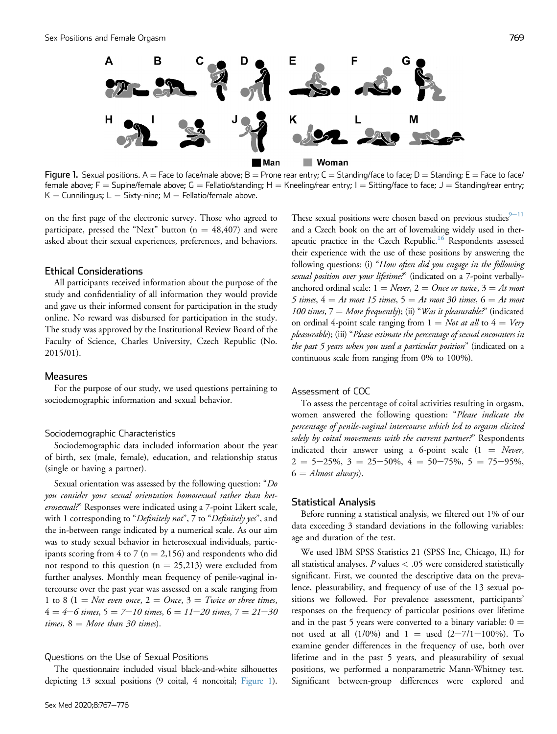A B C D E F G H I J K L M

Man Woman

**Figure 1.** Sexual positions. A = Face to face/male above; B = Prone rear entry; C = Standing/face to face; D = Standing; E = Face to face/female above; F = Supine/female above; G = Fellatio/standing; H = Kneeling/rear entry; I = Sitting/face to face; J = Standing/rear entry; K = Cunnilingus; L = Sixty-nine; M = Fellatio/female above.

on the first page of the electronic survey. Those who agreed to participate, pressed the "Next" button (n = 48,407) and were asked about their sexual experiences, preferences, and behaviors.

## Ethical Considerations

All participants received information about the purpose of the study and confidentiality of all information they would provide and gave us their informed consent for participation in the study online. No reward was disbursed for participation in the study. The study was approved by the Institutional Review Board of the Faculty of Science, Charles University, Czech Republic (No. 2015/01).

## Measures

For the purpose of our study, we used questions pertaining to sociodemographic information and sexual behavior.

### Sociodemographic Characteristics

Sociodemographic data included information about the year of birth, sex (male, female), education, and relationship status (single or having a partner).

Sexual orientation was assessed by the following question: "*Do you consider your sexual orientation homosexual rather than heterosexual?*" Responses were indicated using a 7-point Likert scale, with 1 corresponding to "*Definitely not*", 7 to "*Definitely yes*", and the in-between range indicated by a numerical scale. As our aim was to study sexual behavior in heterosexual individuals, participants scoring from 4 to 7 (n = 2,156) and respondents who did not respond to this question (n = 25,213) were excluded from further analyses. Monthly mean frequency of penile-vaginal intercourse over the past year was assessed on a scale ranging from 1 to 8 (1 = *Not even once*, 2 = *Once*, 3 = *Twice or three times*, 4 = *4–6 times*, 5 = *7–10 times*, 6 = *11–20 times*, 7 = *21–30 times*, 8 = *More than 30 times*).

### Questions on the Use of Sexual Positions

The questionnaire included visual black-and-white silhouettes depicting 13 sexual positions (9 coital, 4 noncoital; Figure 1). These sexual positions were chosen based on previous studies[9–11] and a Czech book on the art of lovemaking widely used in therapeutic practice in the Czech Republic.[16] Respondents assessed their experience with the use of these positions by answering the following questions: (i) "*How often did you engage in the following sexual position over your lifetime?*" (indicated on a 7-point verbally-anchored ordinal scale: 1 = *Never*, 2 = *Once or twice*, 3 = *At most 5 times*, 4 = *At most 15 times*, 5 = *At most 30 times*, 6 = *At most 100 times*, 7 = *More frequently*); (ii) "*Was it pleasurable?*" (indicated on ordinal 4-point scale ranging from 1 = *Not at all* to 4 = *Very pleasurable*); (iii) "*Please estimate the percentage of sexual encounters in the past 5 years when you used a particular position*" (indicated on a continuous scale from ranging from 0% to 100%).

### Assessment of COC

To assess the percentage of coital activities resulting in orgasm, women answered the following question: "*Please indicate the percentage of penile-vaginal intercourse which led to orgasm elicited solely by coital movements with the current partner?*" Respondents indicated their answer using a 6-point scale (1 = *Never*, 2 = 5–25%, 3 = 25–50%, 4 = 50–75%, 5 = 75–95%, 6 = *Almost always*).

## Statistical Analysis

Before running a statistical analysis, we filtered out 1% of our data exceeding 3 standard deviations in the following variables: age and duration of the test.

We used IBM SPSS Statistics 21 (SPSS Inc, Chicago, IL) for all statistical analyses. *P* values < .05 were considered statistically significant. First, we counted the descriptive data on the prevalence, pleasurability, and frequency of use of the 13 sexual positions we followed. For prevalence assessment, participants' responses on the frequency of particular positions over lifetime and in the past 5 years were converted to a binary variable: 0 = not used at all (1/0%) and 1 = used (2–7/1–100%). To examine gender differences in the frequency of use, both over lifetime and in the past 5 years, and pleasurability of sexual positions, we performed a nonparametric Mann-Whitney test. Significant between-group differences were explored and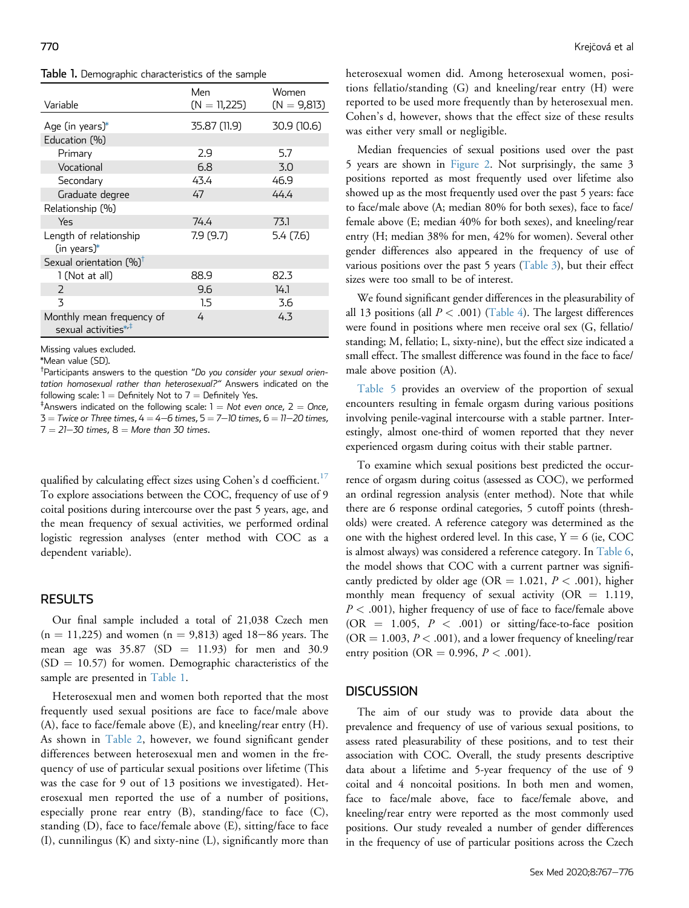**Table 1.** Demographic characteristics of the sample

| Variable | Men (N = 11,225) | Women (N = 9,813) |
|---|---|---|
| Age (in years)* | 35.87 (11.9) | 30.9 (10.6) |
| Education (%) | | |
| Primary | 2.9 | 5.7 |
| Vocational | 6.8 | 3.0 |
| Secondary | 43.4 | 46.9 |
| Graduate degree | 47 | 44.4 |
| Relationship (%) | | |
| Yes | 74.4 | 73.1 |
| Length of relationship (in years)* | 7.9 (9.7) | 5.4 (7.6) |
| Sexual orientation (%)[†] | | |
| 1 (Not at all) | 88.9 | 82.3 |
| 2 | 9.6 | 14.1 |
| 3 | 1.5 | 3.6 |
| Monthly mean frequency of sexual activities*[,‡] | 4 | 4.3 |

Missing values excluded.

*Mean value (SD).

[†]Participants answers to the question *"Do you consider your sexual orientation homosexual rather than heterosexual?"* Answers indicated on the following scale: 1 = Definitely Not to 7 = Definitely Yes.

[‡]Answers indicated on the following scale: 1 = *Not even once*, 2 = *Once*, 3 = *Twice or Three times*, 4 = *4–6 times*, 5 = *7–10 times*, 6 = *11–20 times*, 7 = *21–30 times*, 8 = *More than 30 times*.

qualified by calculating effect sizes using Cohen's d coefficient.[17] To explore associations between the COC, frequency of use of 9 coital positions during intercourse over the past 5 years, age, and the mean frequency of sexual activities, we performed ordinal logistic regression analyses (enter method with COC as a dependent variable).

## RESULTS

Our final sample included a total of 21,038 Czech men (n = 11,225) and women (n = 9,813) aged 18–86 years. The mean age was 35.87 (SD = 11.93) for men and 30.9 (SD = 10.57) for women. Demographic characteristics of the sample are presented in Table 1.

Heterosexual men and women both reported that the most frequently used sexual positions are face to face/male above (A), face to face/female above (E), and kneeling/rear entry (H). As shown in Table 2, however, we found significant gender differences between heterosexual men and women in the frequency of use of particular sexual positions over lifetime (This was the case for 9 out of 13 positions we investigated). Heterosexual men reported the use of a number of positions, especially prone rear entry (B), standing/face to face (C), standing (D), face to face/female above (E), sitting/face to face (I), cunnilingus (K) and sixty-nine (L), significantly more than heterosexual women did. Among heterosexual women, positions fellatio/standing (G) and kneeling/rear entry (H) were reported to be used more frequently than by heterosexual men. Cohen's d, however, shows that the effect size of these results was either very small or negligible.

Median frequencies of sexual positions used over the past 5 years are shown in Figure 2. Not surprisingly, the same 3 positions reported as most frequently used over lifetime also showed up as the most frequently used over the past 5 years: face to face/male above (A; median 80% for both sexes), face to face/female above (E; median 40% for both sexes), and kneeling/rear entry (H; median 38% for men, 42% for women). Several other gender differences also appeared in the frequency of use of various positions over the past 5 years (Table 3), but their effect sizes were too small to be of interest.

We found significant gender differences in the pleasurability of all 13 positions (all $P < .001$) (Table 4). The largest differences were found in positions where men receive oral sex (G, fellatio/standing; M, fellatio; L, sixty-nine), but the effect size indicated a small effect. The smallest difference was found in the face to face/male above position (A).

Table 5 provides an overview of the proportion of sexual encounters resulting in female orgasm during various positions involving penile-vaginal intercourse with a stable partner. Interestingly, almost one-third of women reported that they never experienced orgasm during coitus with their stable partner.

To examine which sexual positions best predicted the occurrence of orgasm during coitus (assessed as COC), we performed an ordinal regression analysis (enter method). Note that while there are 6 response ordinal categories, 5 cutoff points (thresholds) were created. A reference category was determined as the one with the highest ordered level. In this case, Y = 6 (ie, COC is almost always) was considered a reference category. In Table 6, the model shows that COC with a current partner was significantly predicted by older age (OR = 1.021, $P < .001$), higher monthly mean frequency of sexual activity (OR = 1.119, $P < .001$), higher frequency of use of face to face/female above (OR = 1.005, $P < .001$) or sitting/face-to-face position (OR = 1.003, $P < .001$), and a lower frequency of kneeling/rear entry position (OR = 0.996, $P < .001$).

## DISCUSSION

The aim of our study was to provide data about the prevalence and frequency of use of various sexual positions, to assess rated pleasurability of these positions, and to test their association with COC. Overall, the study presents descriptive data about a lifetime and 5-year frequency of the use of 9 coital and 4 noncoital positions. In both men and women, face to face/male above, face to face/female above, and kneeling/rear entry were reported as the most commonly used positions. Our study revealed a number of gender differences in the frequency of use of particular positions across the Czech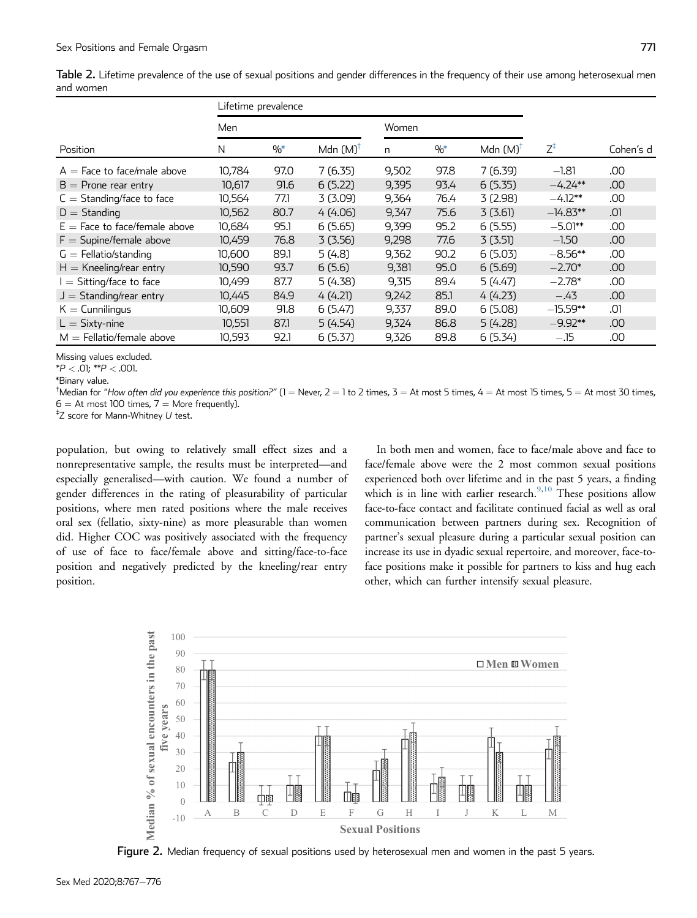**Table 2.** Lifetime prevalence of the use of sexual positions and gender differences in the frequency of their use among heterosexual men and women

| Position | Lifetime prevalence | | | | | | | |
|---|---|---|---|---|---|---|---|---|
| | Men | | | Women | | | | |
| | N | %* | Mdn (M)† | n | %* | Mdn (M)† | Z‡ | Cohen's d |
| A = Face to face/male above | 10,784 | 97.0 | 7 (6.35) | 9,502 | 97.8 | 7 (6.39) | −1.81 | .00 |
| B = Prone rear entry | 10,617 | 91.6 | 6 (5.22) | 9,395 | 93.4 | 6 (5.35) | −4.24** | .00 |
| C = Standing/face to face | 10,564 | 77.1 | 3 (3.09) | 9,364 | 76.4 | 3 (2.98) | −4.12** | .00 |
| D = Standing | 10,562 | 80.7 | 4 (4.06) | 9,347 | 75.6 | 3 (3.61) | −14.83** | .01 |
| E = Face to face/female above | 10,684 | 95.1 | 6 (5.65) | 9,399 | 95.2 | 6 (5.55) | −5.01** | .00 |
| F = Supine/female above | 10,459 | 76.8 | 3 (3.56) | 9,298 | 77.6 | 3 (3.51) | −1.50 | .00 |
| G = Fellatio/standing | 10,600 | 89.1 | 5 (4.8) | 9,362 | 90.2 | 6 (5.03) | −8.56** | .00 |
| H = Kneeling/rear entry | 10,590 | 93.7 | 6 (5.6) | 9,381 | 95.0 | 6 (5.69) | −2.70* | .00 |
| I = Sitting/face to face | 10,499 | 87.7 | 5 (4.38) | 9,315 | 89.4 | 5 (4.47) | −2.78* | .00 |
| J = Standing/rear entry | 10,445 | 84.9 | 4 (4.21) | 9,242 | 85.1 | 4 (4.23) | −.43 | .00 |
| K = Cunnilingus | 10,609 | 91.8 | 6 (5.47) | 9,337 | 89.0 | 6 (5.08) | −15.59** | .01 |
| L = Sixty-nine | 10,551 | 87.1 | 5 (4.54) | 9,324 | 86.8 | 5 (4.28) | −9.92** | .00 |
| M = Fellatio/female above | 10,593 | 92.1 | 6 (5.37) | 9,326 | 89.8 | 6 (5.34) | −.15 | .00 |

Missing values excluded.
*$P < .01$; **$P < .001$.
*Binary value.
†Median for *"How often did you experience this position?"* (1 = Never, 2 = 1 to 2 times, 3 = At most 5 times, 4 = At most 15 times, 5 = At most 30 times, 6 = At most 100 times, 7 = More frequently).
‡Z score for Mann-Whitney U test.

population, but owing to relatively small effect sizes and a nonrepresentative sample, the results must be interpreted—and especially generalised—with caution. We found a number of gender differences in the rating of pleasurability of particular positions, where men rated positions where the male receives oral sex (fellatio, sixty-nine) as more pleasurable than women did. Higher COC was positively associated with the frequency of use of face to face/female above and sitting/face-to-face position and negatively predicted by the kneeling/rear entry position.

In both men and women, face to face/male above and face to face/female above were the 2 most common sexual positions experienced both over lifetime and in the past 5 years, a finding which is in line with earlier research.[9,10] These positions allow face-to-face contact and facilitate continued facial as well as oral communication between partners during sex. Recognition of partner's sexual pleasure during a particular sexual position can increase its use in dyadic sexual repertoire, and moreover, face-to-face positions make it possible for partners to kiss and hug each other, which can further intensify sexual pleasure.

Figure 2. Median frequency of sexual positions used by heterosexual men and women in the past 5 years.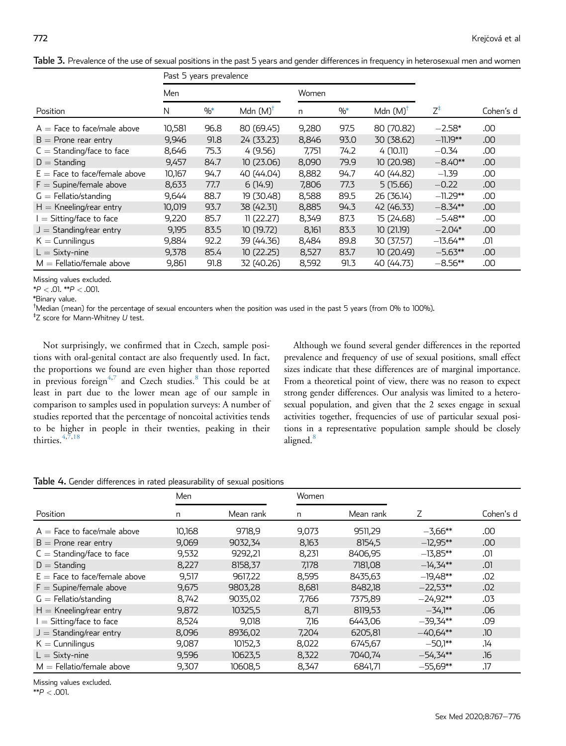**Table 3.** Prevalence of the use of sexual positions in the past 5 years and gender differences in frequency in heterosexual men and women

| Position | Past 5 years prevalence | | | | | | | |
|---|---|---|---|---|---|---|---|---|
| | Men | | | Women | | | | |
| | N | %* | Mdn (M)[†] | n | %* | Mdn (M)[†] | Z[‡] | Cohen's d |
| A = Face to face/male above | 10,581 | 96.8 | 80 (69.45) | 9,280 | 97.5 | 80 (70.82) | −2.58* | .00 |
| B = Prone rear entry | 9,946 | 91.8 | 24 (33.23) | 8,846 | 93.0 | 30 (38.62) | −11.19** | .00 |
| C = Standing/face to face | 8,646 | 75.3 | 4 (9.56) | 7,751 | 74.2 | 4 (10.11) | −0.34 | .00 |
| D = Standing | 9,457 | 84.7 | 10 (23.06) | 8,090 | 79.9 | 10 (20.98) | −8.40** | .00 |
| E = Face to face/female above | 10,167 | 94.7 | 40 (44.04) | 8,882 | 94.7 | 40 (44.82) | −1.39 | .00 |
| F = Supine/female above | 8,633 | 77.7 | 6 (14.9) | 7,806 | 77.3 | 5 (15.66) | −0.22 | .00 |
| G = Fellatio/standing | 9,644 | 88.7 | 19 (30.48) | 8,588 | 89.5 | 26 (36.14) | −11.29** | .00 |
| H = Kneeling/rear entry | 10,019 | 93.7 | 38 (42.31) | 8,885 | 94.3 | 42 (46.33) | −8.34** | .00 |
| I = Sitting/face to face | 9,220 | 85.7 | 11 (22.27) | 8,349 | 87.3 | 15 (24.68) | −5.48** | .00 |
| J = Standing/rear entry | 9,195 | 83.5 | 10 (19.72) | 8,161 | 83.3 | 10 (21.19) | −2.04* | .00 |
| K = Cunnilingus | 9,884 | 92.2 | 39 (44.36) | 8,484 | 89.8 | 30 (37.57) | −13.64** | .01 |
| L = Sixty-nine | 9,378 | 85.4 | 10 (22.25) | 8,527 | 83.7 | 10 (20.49) | −5.63** | .00 |
| M = Fellatio/female above | 9,861 | 91.8 | 32 (40.26) | 8,592 | 91.3 | 40 (44.73) | −8.56** | .00 |

Missing values excluded.
*$P < .01$. **$P < .001$.
*Binary value.
[†]Median (mean) for the percentage of sexual encounters when the position was used in the past 5 years (from 0% to 100%).
[‡]Z score for Mann-Whitney *U* test.

Not surprisingly, we confirmed that in Czech, sample positions with oral-genital contact are also frequently used. In fact, the proportions we found are even higher than those reported in previous foreign[4,7] and Czech studies.[8] This could be at least in part due to the lower mean age of our sample in comparison to samples used in population surveys: A number of studies reported that the percentage of noncoital activities tends to be higher in people in their twenties, peaking in their thirties.[4,7,18]

Although we found several gender differences in the reported prevalence and frequency of use of sexual positions, small effect sizes indicate that these differences are of marginal importance. From a theoretical point of view, there was no reason to expect strong gender differences. Our analysis was limited to a heterosexual population, and given that the 2 sexes engage in sexual activities together, frequencies of use of particular sexual positions in a representative population sample should be closely aligned.[8]

**Table 4.** Gender differences in rated pleasurability of sexual positions

| Position | Men | | Women | | | |
|---|---|---|---|---|---|---|
| | n | Mean rank | n | Mean rank | Z | Cohen's d |
| A = Face to face/male above | 10,168 | 9718,9 | 9,073 | 9511,29 | −3,66** | .00 |
| B = Prone rear entry | 9,069 | 9032,34 | 8,163 | 8154,5 | −12,95** | .00 |
| C = Standing/face to face | 9,532 | 9292,21 | 8,231 | 8406,95 | −13,85** | .01 |
| D = Standing | 8,227 | 8158,37 | 7,178 | 7181,08 | −14,34** | .01 |
| E = Face to face/female above | 9,517 | 9617,22 | 8,595 | 8435,63 | −19,48** | .02 |
| F = Supine/female above | 9,675 | 9803,28 | 8,681 | 8482,18 | −22,53** | .02 |
| G = Fellatio/standing | 8,742 | 9035,02 | 7,766 | 7375,89 | −24,92** | .03 |
| H = Kneeling/rear entry | 9,872 | 10325,5 | 8,71 | 8119,53 | −34,1** | .06 |
| I = Sitting/face to face | 8,524 | 9,018 | 7,16 | 6443,06 | −39,34** | .09 |
| J = Standing/rear entry | 8,096 | 8936,02 | 7,204 | 6205,81 | −40,64** | .10 |
| K = Cunnilingus | 9,087 | 10152,3 | 8,022 | 6745,67 | −50,1** | .14 |
| L = Sixty-nine | 9,596 | 10623,5 | 8,322 | 7040,74 | −54,34** | .16 |
| M = Fellatio/female above | 9,307 | 10608,5 | 8,347 | 6841,71 | −55,69** | .17 |

Missing values excluded.
**$P < .001$.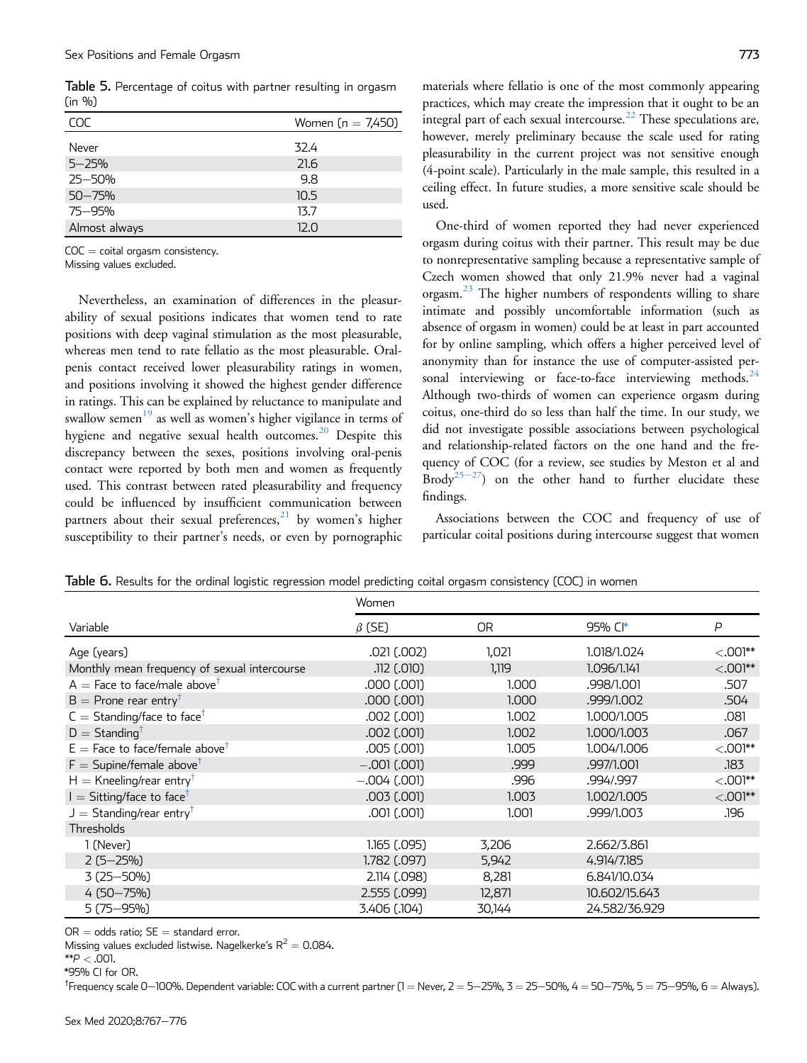**Table 5.** Percentage of coitus with partner resulting in orgasm (in %)

| COC | Women (n = 7,450) |
|---|---|
| Never | 32.4 |
| 5–25% | 21.6 |
| 25–50% | 9.8 |
| 50–75% | 10.5 |
| 75–95% | 13.7 |
| Almost always | 12.0 |

COC = coital orgasm consistency.
Missing values excluded.

Nevertheless, an examination of differences in the pleasurability of sexual positions indicates that women tend to rate positions with deep vaginal stimulation as the most pleasurable, whereas men tend to rate fellatio as the most pleasurable. Oral-penis contact received lower pleasurability ratings in women, and positions involving it showed the highest gender difference in ratings. This can be explained by reluctance to manipulate and swallow semen[19] as well as women's higher vigilance in terms of hygiene and negative sexual health outcomes.[20] Despite this discrepancy between the sexes, positions involving oral-penis contact were reported by both men and women as frequently used. This contrast between rated pleasurability and frequency could be influenced by insufficient communication between partners about their sexual preferences,[21] by women's higher susceptibility to their partner's needs, or even by pornographic materials where fellatio is one of the most commonly appearing practices, which may create the impression that it ought to be an integral part of each sexual intercourse.[22] These speculations are, however, merely preliminary because the scale used for rating pleasurability in the current project was not sensitive enough (4-point scale). Particularly in the male sample, this resulted in a ceiling effect. In future studies, a more sensitive scale should be used.

One-third of women reported they had never experienced orgasm during coitus with their partner. This result may be due to nonrepresentative sampling because a representative sample of Czech women showed that only 21.9% never had a vaginal orgasm.[23] The higher numbers of respondents willing to share intimate and possibly uncomfortable information (such as absence of orgasm in women) could be at least in part accounted for by online sampling, which offers a higher perceived level of anonymity than for instance the use of computer-assisted personal interviewing or face-to-face interviewing methods.[24] Although two-thirds of women can experience orgasm during coitus, one-third do so less than half the time. In our study, we did not investigate possible associations between psychological and relationship-related factors on the one hand and the frequency of COC (for a review, see studies by Meston et al and Brody[25–27]) on the other hand to further elucidate these findings.

Associations between the COC and frequency of use of particular coital positions during intercourse suggest that women

**Table 6.** Results for the ordinal logistic regression model predicting coital orgasm consistency (COC) in women

| | Women | | | |
|---|---|---|---|---|
| Variable | $\beta$ (SE) | OR | 95% CI* | *P* |
| Age (years) | .021 (.002) | 1,021 | 1.018/1.024 | <.001** |
| Monthly mean frequency of sexual intercourse | .112 (.010) | 1,119 | 1.096/1.141 | <.001** |
| A = Face to face/male above[†] | .000 (.001) | 1.000 | .998/1.001 | .507 |
| B = Prone rear entry[†] | .000 (.001) | 1.000 | .999/1.002 | .504 |
| C = Standing/face to face[†] | .002 (.001) | 1.002 | 1.000/1.005 | .081 |
| D = Standing[†] | .002 (.001) | 1.002 | 1.000/1.003 | .067 |
| E = Face to face/female above[†] | .005 (.001) | 1.005 | 1.004/1.006 | <.001** |
| F = Supine/female above[†] | −.001 (.001) | .999 | .997/1.001 | .183 |
| H = Kneeling/rear entry[†] | −.004 (.001) | .996 | .994/.997 | <.001** |
| I = Sitting/face to face[†] | .003 (.001) | 1.003 | 1.002/1.005 | <.001** |
| J = Standing/rear entry[†] | .001 (.001) | 1.001 | .999/1.003 | .196 |
| Thresholds | | | | |
| 1 (Never) | 1.165 (.095) | 3,206 | 2.662/3.861 | |
| 2 (5–25%) | 1.782 (.097) | 5,942 | 4.914/7.185 | |
| 3 (25–50%) | 2.114 (.098) | 8,281 | 6.841/10.034 | |
| 4 (50–75%) | 2.555 (.099) | 12,871 | 10.602/15.643 | |
| 5 (75–95%) | 3.406 (.104) | 30,144 | 24.582/36.929 | |

OR = odds ratio; SE = standard error.
Missing values excluded listwise. Nagelkerke's $R^2$ = 0.084.
**$P < .001$.
*95% CI for OR.
[†]Frequency scale 0–100%. Dependent variable: COC with a current partner (1 = Never, 2 = 5–25%, 3 = 25–50%, 4 = 50–75%, 5 = 75–95%, 6 = Always).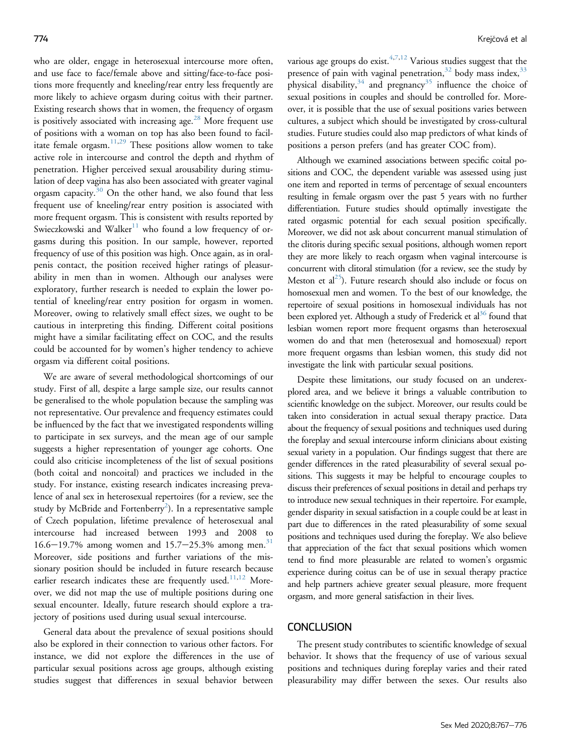who are older, engage in heterosexual intercourse more often, and use face to face/female above and sitting/face-to-face positions more frequently and kneeling/rear entry less frequently are more likely to achieve orgasm during coitus with their partner. Existing research shows that in women, the frequency of orgasm is positively associated with increasing age.[28] More frequent use of positions with a woman on top has also been found to facilitate female orgasm.[11,29] These positions allow women to take active role in intercourse and control the depth and rhythm of penetration. Higher perceived sexual arousability during stimulation of deep vagina has also been associated with greater vaginal orgasm capacity.[30] On the other hand, we also found that less frequent use of kneeling/rear entry position is associated with more frequent orgasm. This is consistent with results reported by Swieczkowski and Walker[11] who found a low frequency of orgasms during this position. In our sample, however, reported frequency of use of this position was high. Once again, as in oral-penis contact, the position received higher ratings of pleasurability in men than in women. Although our analyses were exploratory, further research is needed to explain the lower potential of kneeling/rear entry position for orgasm in women. Moreover, owing to relatively small effect sizes, we ought to be cautious in interpreting this finding. Different coital positions might have a similar facilitating effect on COC, and the results could be accounted for by women's higher tendency to achieve orgasm via different coital positions.

We are aware of several methodological shortcomings of our study. First of all, despite a large sample size, our results cannot be generalised to the whole population because the sampling was not representative. Our prevalence and frequency estimates could be influenced by the fact that we investigated respondents willing to participate in sex surveys, and the mean age of our sample suggests a higher representation of younger age cohorts. One could also criticise incompleteness of the list of sexual positions (both coital and noncoital) and practices we included in the study. For instance, existing research indicates increasing prevalence of anal sex in heterosexual repertoires (for a review, see the study by McBride and Fortenberry[2]). In a representative sample of Czech population, lifetime prevalence of heterosexual anal intercourse had increased between 1993 and 2008 to 16.6−19.7% among women and 15.7−25.3% among men.[31] Moreover, side positions and further variations of the missionary position should be included in future research because earlier research indicates these are frequently used.[11,12] Moreover, we did not map the use of multiple positions during one sexual encounter. Ideally, future research should explore a trajectory of positions used during usual sexual intercourse.

General data about the prevalence of sexual positions should also be explored in their connection to various other factors. For instance, we did not explore the differences in the use of particular sexual positions across age groups, although existing studies suggest that differences in sexual behavior between various age groups do exist.[4,7,12] Various studies suggest that the presence of pain with vaginal penetration,[32] body mass index,[33] physical disability,[34] and pregnancy[35] influence the choice of sexual positions in couples and should be controlled for. Moreover, it is possible that the use of sexual positions varies between cultures, a subject which should be investigated by cross-cultural studies. Future studies could also map predictors of what kinds of positions a person prefers (and has greater COC from).

Although we examined associations between specific coital positions and COC, the dependent variable was assessed using just one item and reported in terms of percentage of sexual encounters resulting in female orgasm over the past 5 years with no further differentiation. Future studies should optimally investigate the rated orgasmic potential for each sexual position specifically. Moreover, we did not ask about concurrent manual stimulation of the clitoris during specific sexual positions, although women report they are more likely to reach orgasm when vaginal intercourse is concurrent with clitoral stimulation (for a review, see the study by Meston et al[25]). Future research should also include or focus on homosexual men and women. To the best of our knowledge, the repertoire of sexual positions in homosexual individuals has not been explored yet. Although a study of Frederick et al[36] found that lesbian women report more frequent orgasms than heterosexual women do and that men (heterosexual and homosexual) report more frequent orgasms than lesbian women, this study did not investigate the link with particular sexual positions.

Despite these limitations, our study focused on an underexplored area, and we believe it brings a valuable contribution to scientific knowledge on the subject. Moreover, our results could be taken into consideration in actual sexual therapy practice. Data about the frequency of sexual positions and techniques used during the foreplay and sexual intercourse inform clinicians about existing sexual variety in a population. Our findings suggest that there are gender differences in the rated pleasurability of several sexual positions. This suggests it may be helpful to encourage couples to discuss their preferences of sexual positions in detail and perhaps try to introduce new sexual techniques in their repertoire. For example, gender disparity in sexual satisfaction in a couple could be at least in part due to differences in the rated pleasurability of some sexual positions and techniques used during the foreplay. We also believe that appreciation of the fact that sexual positions which women tend to find more pleasurable are related to women's orgasmic experience during coitus can be of use in sexual therapy practice and help partners achieve greater sexual pleasure, more frequent orgasm, and more general satisfaction in their lives.

## CONCLUSION

The present study contributes to scientific knowledge of sexual behavior. It shows that the frequency of use of various sexual positions and techniques during foreplay varies and their rated pleasurability may differ between the sexes. Our results also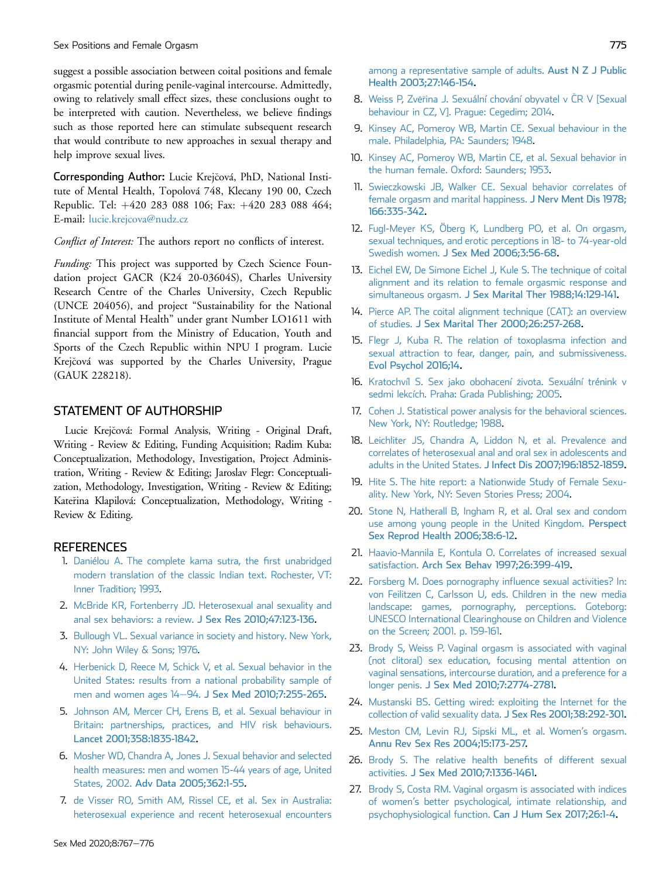suggest a possible association between coital positions and female orgasmic potential during penile-vaginal intercourse. Admittedly, owing to relatively small effect sizes, these conclusions ought to be interpreted with caution. Nevertheless, we believe findings such as those reported here can stimulate subsequent research that would contribute to new approaches in sexual therapy and help improve sexual lives.

**Corresponding Author:** Lucie Krejčová, PhD, National Institute of Mental Health, Topolová 748, Klecany 190 00, Czech Republic. Tel: +420 283 088 106; Fax: +420 283 088 464; E-mail: lucie.krejcova@nudz.cz

*Conflict of Interest:* The authors report no conflicts of interest.

*Funding:* This project was supported by Czech Science Foundation project GACR (K24 20-03604S), Charles University Research Centre of the Charles University, Czech Republic (UNCE 204056), and project "Sustainability for the National Institute of Mental Health" under grant Number LO1611 with financial support from the Ministry of Education, Youth and Sports of the Czech Republic within NPU I program. Lucie Krejčová was supported by the Charles University, Prague (GAUK 228218).

## STATEMENT OF AUTHORSHIP

Lucie Krejčová: Formal Analysis, Writing - Original Draft, Writing - Review & Editing, Funding Acquisition; Radim Kuba: Conceptualization, Methodology, Investigation, Project Administration, Writing - Review & Editing; Jaroslav Flegr: Conceptualization, Methodology, Investigation, Writing - Review & Editing; Kateřina Klapilová: Conceptualization, Methodology, Writing - Review & Editing.

## REFERENCES

1. Daniélou A. The complete kama sutra, the first unabridged modern translation of the classic Indian text. Rochester, VT: Inner Tradition; 1993.
2. McBride KR, Fortenberry JD. Heterosexual anal sexuality and anal sex behaviors: a review. J Sex Res 2010;47:123-136.
3. Bullough VL. Sexual variance in society and history. New York, NY: John Wiley & Sons; 1976.
4. Herbenick D, Reece M, Schick V, et al. Sexual behavior in the United States: results from a national probability sample of men and women ages 14–94. J Sex Med 2010;7:255-265.
5. Johnson AM, Mercer CH, Erens B, et al. Sexual behaviour in Britain: partnerships, practices, and HIV risk behaviours. Lancet 2001;358:1835-1842.
6. Mosher WD, Chandra A, Jones J. Sexual behavior and selected health measures: men and women 15-44 years of age, United States, 2002. Adv Data 2005;362:1-55.
7. de Visser RO, Smith AM, Rissel CE, et al. Sex in Australia: heterosexual experience and recent heterosexual encounters among a representative sample of adults. Aust N Z J Public Health 2003;27:146-154.
8. Weiss P, Zvěřina J. Sexuální chování obyvatel v ČR V [Sexual behaviour in CZ, V]. Prague: Cegedim; 2014.
9. Kinsey AC, Pomeroy WB, Martin CE. Sexual behaviour in the male. Philadelphia, PA: Saunders; 1948.
10. Kinsey AC, Pomeroy WB, Martin CE, et al. Sexual behavior in the human female. Oxford: Saunders; 1953.
11. Swieczkowski JB, Walker CE. Sexual behavior correlates of female orgasm and marital happiness. J Nerv Ment Dis 1978;166:335-342.
12. Fugl-Meyer KS, Öberg K, Lundberg PO, et al. On orgasm, sexual techniques, and erotic perceptions in 18- to 74-year-old Swedish women. J Sex Med 2006;3:56-68.
13. Eichel EW, De Simone Eichel J, Kule S. The technique of coital alignment and its relation to female orgasmic response and simultaneous orgasm. J Sex Marital Ther 1988;14:129-141.
14. Pierce AP. The coital alignment technique (CAT): an overview of studies. J Sex Marital Ther 2000;26:257-268.
15. Flegr J, Kuba R. The relation of toxoplasma infection and sexual attraction to fear, danger, pain, and submissiveness. Evol Psychol 2016;14.
16. Kratochvíl S. Sex jako obohacení života. Sexuální trénink v sedmi lekcích. Praha: Grada Publishing; 2005.
17. Cohen J. Statistical power analysis for the behavioral sciences. New York, NY: Routledge; 1988.
18. Leichliter JS, Chandra A, Liddon N, et al. Prevalence and correlates of heterosexual anal and oral sex in adolescents and adults in the United States. J Infect Dis 2007;196:1852-1859.
19. Hite S. The hite report: a Nationwide Study of Female Sexuality. New York, NY: Seven Stories Press; 2004.
20. Stone N, Hatherall B, Ingham R, et al. Oral sex and condom use among young people in the United Kingdom. Perspect Sex Reprod Health 2006;38:6-12.
21. Haavio-Mannila E, Kontula O. Correlates of increased sexual satisfaction. Arch Sex Behav 1997;26:399-419.
22. Forsberg M. Does pornography influence sexual activities? In: von Feilitzen C, Carlsson U, eds. Children in the new media landscape: games, pornography, perceptions. Goteborg: UNESCO International Clearinghouse on Children and Violence on the Screen; 2001. p. 159-161.
23. Brody S, Weiss P. Vaginal orgasm is associated with vaginal (not clitoral) sex education, focusing mental attention on vaginal sensations, intercourse duration, and a preference for a longer penis. J Sex Med 2010;7:2774-2781.
24. Mustanski BS. Getting wired: exploiting the Internet for the collection of valid sexuality data. J Sex Res 2001;38:292-301.
25. Meston CM, Levin RJ, Sipski ML, et al. Women's orgasm. Annu Rev Sex Res 2004;15:173-257.
26. Brody S. The relative health benefits of different sexual activities. J Sex Med 2010;7:1336-1461.
27. Brody S, Costa RM. Vaginal orgasm is associated with indices of women's better psychological, intimate relationship, and psychophysiological function. Can J Hum Sex 2017;26:1-4.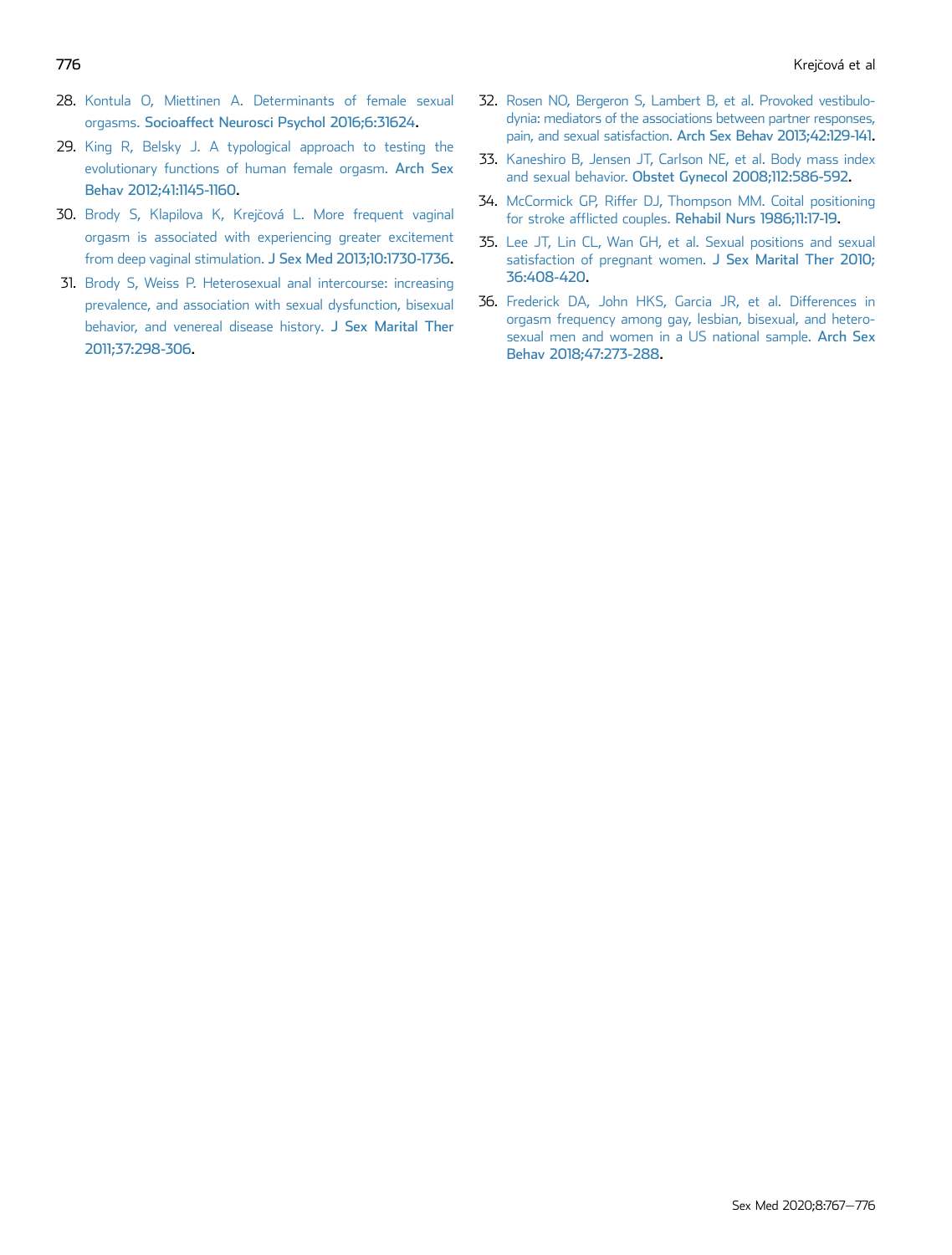28. Kontula O, Miettinen A. Determinants of female sexual orgasms. Socioaffect Neurosci Psychol 2016;6:31624.
29. King R, Belsky J. A typological approach to testing the evolutionary functions of human female orgasm. Arch Sex Behav 2012;41:1145-1160.
30. Brody S, Klapilova K, Krejčová L. More frequent vaginal orgasm is associated with experiencing greater excitement from deep vaginal stimulation. J Sex Med 2013;10:1730-1736.
31. Brody S, Weiss P. Heterosexual anal intercourse: increasing prevalence, and association with sexual dysfunction, bisexual behavior, and venereal disease history. J Sex Marital Ther 2011;37:298-306.
32. Rosen NO, Bergeron S, Lambert B, et al. Provoked vestibulodynia: mediators of the associations between partner responses, pain, and sexual satisfaction. Arch Sex Behav 2013;42:129-141.
33. Kaneshiro B, Jensen JT, Carlson NE, et al. Body mass index and sexual behavior. Obstet Gynecol 2008;112:586-592.
34. McCormick GP, Riffer DJ, Thompson MM. Coital positioning for stroke afflicted couples. Rehabil Nurs 1986;11:17-19.
35. Lee JT, Lin CL, Wan GH, et al. Sexual positions and sexual satisfaction of pregnant women. J Sex Marital Ther 2010;36:408-420.
36. Frederick DA, John HKS, Garcia JR, et al. Differences in orgasm frequency among gay, lesbian, bisexual, and heterosexual men and women in a US national sample. Arch Sex Behav 2018;47:273-288.